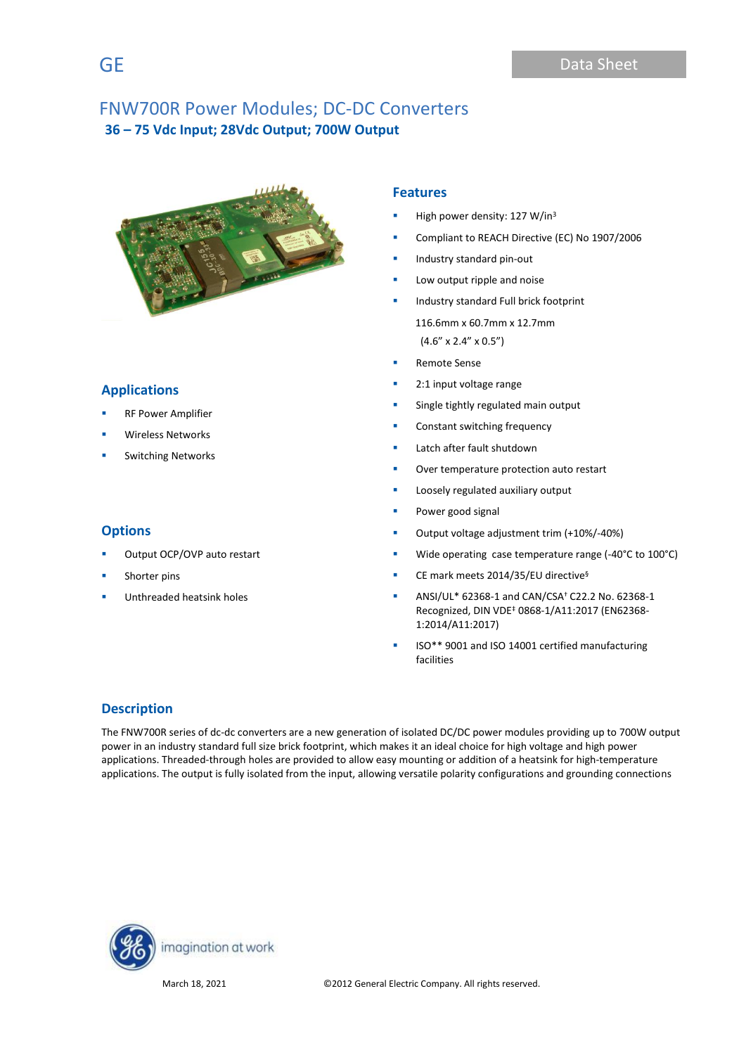GE

Data Sheet

# FNW700R Power Modules; DC-DC Converters

## 36 – 75 Vdc Input; 28Vdc Output; 700W Output

## Applications

- RF Power Amplifier
- Wireless Networks
- Switching Networks

## Options

- Output OCP/OVP auto restart
- Shorter pins
- Unthreaded heatsink holes

## Features

- High power density: 127 W/in$^3$
- Compliant to REACH Directive (EC) No 1907/2006
- Industry standard pin-out
- Low output ripple and noise
- Industry standard Full brick footprint

  116.6mm x 60.7mm x 12.7mm

  (4.6" x 2.4" x 0.5")
- Remote Sense
- 2:1 input voltage range
- Single tightly regulated main output
- Constant switching frequency
- Latch after fault shutdown
- Over temperature protection auto restart
- Loosely regulated auxiliary output
- Power good signal
- Output voltage adjustment trim (+10%/-40%)
- Wide operating case temperature range (-40°C to 100°C)
- CE mark meets 2014/35/EU directive§
- ANSI/UL* 62368-1 and CAN/CSA† C22.2 No. 62368-1 Recognized, DIN VDE‡ 0868-1/A11:2017 (EN62368-1:2014/A11:2017)
- ISO** 9001 and ISO 14001 certified manufacturing facilities

## Description

The FNW700R series of dc-dc converters are a new generation of isolated DC/DC power modules providing up to 700W output power in an industry standard full size brick footprint, which makes it an ideal choice for high voltage and high power applications. Threaded-through holes are provided to allow easy mounting or addition of a heatsink for high-temperature applications. The output is fully isolated from the input, allowing versatile polarity configurations and grounding connections

imagination at work

March 18, 2021

©2012 General Electric Company. All rights reserved.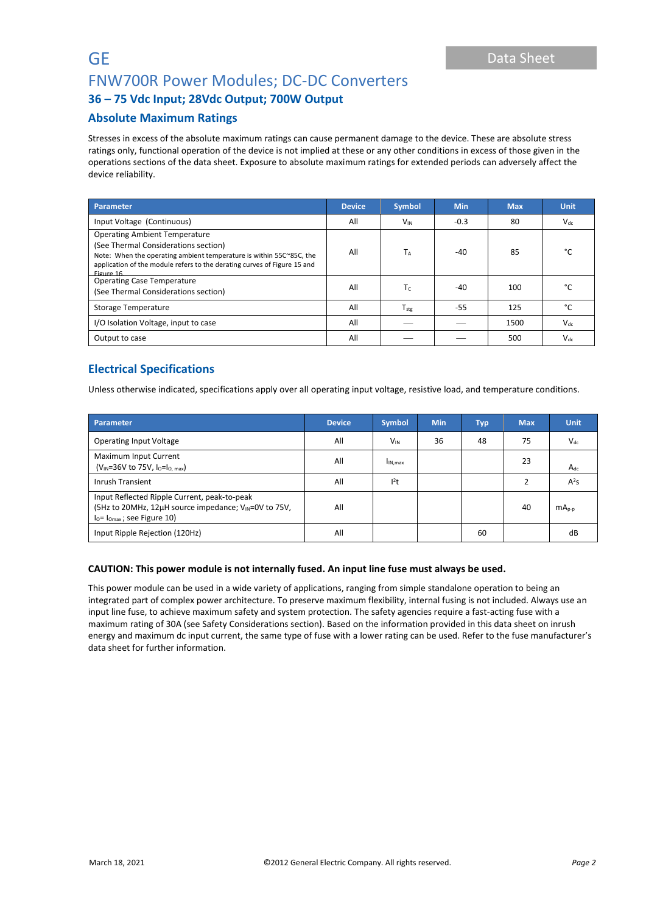## Absolute Maximum Ratings

Stresses in excess of the absolute maximum ratings can cause permanent damage to the device. These are absolute stress ratings only, functional operation of the device is not implied at these or any other conditions in excess of those given in the operations sections of the data sheet. Exposure to absolute maximum ratings for extended periods can adversely affect the device reliability.

| Parameter | Device | Symbol | Min | Max | Unit |
|---|---|---|---|---|---|
| Input Voltage (Continuous) | All | $V_{IN}$ | -0.3 | 80 | $V_{dc}$ |
| Operating Ambient Temperature (See Thermal Considerations section) Note: When the operating ambient temperature is within 55C~85C, the application of the module refers to the derating curves of Figure 15 and Figure 16 | All | $T_A$ | -40 | 85 | °C |
| Operating Case Temperature (See Thermal Considerations section) | All | $T_C$ | -40 | 100 | °C |
| Storage Temperature | All | $T_{stg}$ | -55 | 125 | °C |
| I/O Isolation Voltage, input to case | All | — | — | 1500 | $V_{dc}$ |
| Output to case | All | — | — | 500 | $V_{dc}$ |

## Electrical Specifications

Unless otherwise indicated, specifications apply over all operating input voltage, resistive load, and temperature conditions.

| Parameter | Device | Symbol | Min | Typ | Max | Unit |
|---|---|---|---|---|---|---|
| Operating Input Voltage | All | $V_{IN}$ | 36 | 48 | 75 | $V_{dc}$ |
| Maximum Input Current ($V_{IN}$=36V to 75V, $I_O$=$I_{O,\ max}$) | All | $I_{IN,max}$ | | | 23 | $A_{dc}$ |
| Inrush Transient | All | $I^2t$ | | | 2 | $A^2s$ |
| Input Reflected Ripple Current, peak-to-peak (5Hz to 20MHz, 12µH source impedance; $V_{IN}$=0V to 75V, $I_O$= $I_{Omax}$ ; see Figure 10) | All | | | | 40 | $mA_{p-p}$ |
| Input Ripple Rejection (120Hz) | All | | | 60 | | dB |

**CAUTION: This power module is not internally fused. An input line fuse must always be used.**

This power module can be used in a wide variety of applications, ranging from simple standalone operation to being an integrated part of complex power architecture. To preserve maximum flexibility, internal fusing is not included. Always use an input line fuse, to achieve maximum safety and system protection. The safety agencies require a fast-acting fuse with a maximum rating of 30A (see Safety Considerations section). Based on the information provided in this data sheet on inrush energy and maximum dc input current, the same type of fuse with a lower rating can be used. Refer to the fuse manufacturer's data sheet for further information.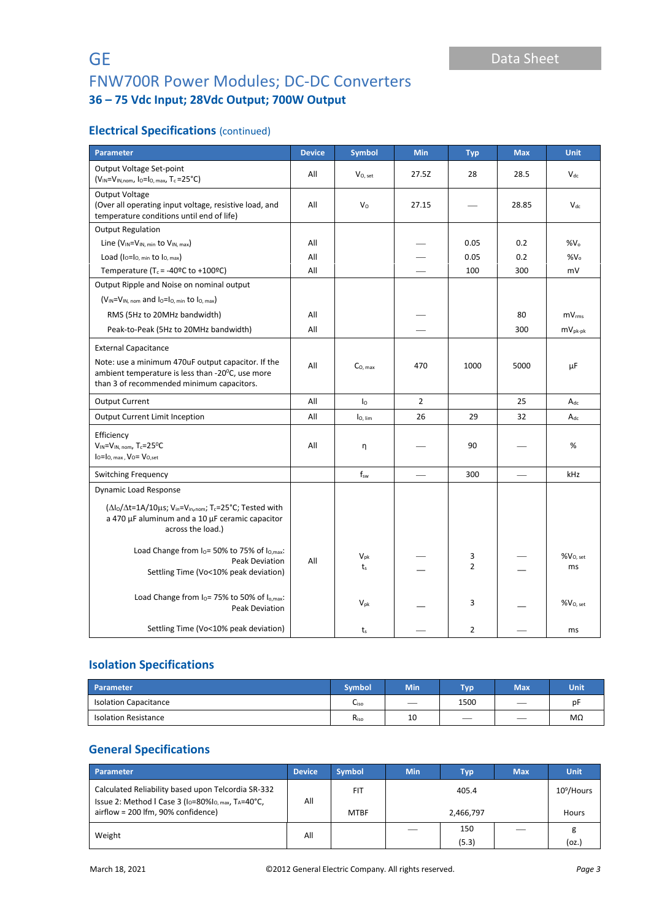# GE

## FNW700R Power Modules; DC-DC Converters

### 36 – 75 Vdc Input; 28Vdc Output; 700W Output

Data Sheet

## Electrical Specifications (continued)

| Parameter | Device | Symbol | Min | Typ | Max | Unit |
|---|---|---|---|---|---|---|
| Output Voltage Set-point ($V_{IN}$=$V_{IN,nom}$, $I_O$=$I_{O,max}$, $T_c$=25°C) | All | $V_{O,set}$ | 27.5Z | 28 | 28.5 | $V_{dc}$ |
| Output Voltage (Over all operating input voltage, resistive load, and temperature conditions until end of life) | All | $V_O$ | 27.15 | — | 28.85 | $V_{dc}$ |
| Output Regulation | | | | | | |
| Line ($V_{IN}$=$V_{IN,min}$ to $V_{IN,max}$) | All | | — | 0.05 | 0.2 | %$V_o$ |
| Load ($I_O$=$I_{O,min}$ to $I_{O,max}$) | All | | — | 0.05 | 0.2 | %$V_o$ |
| Temperature ($T_c$ = -40ºC to +100ºC) | All | | — | 100 | 300 | mV |
| Output Ripple and Noise on nominal output ($V_{IN}$=$V_{IN,nom}$ and $I_O$=$I_{O,min}$ to $I_{O,max}$) | | | | | | |
| RMS (5Hz to 20MHz bandwidth) | All | | — | | 80 | $mV_{rms}$ |
| Peak-to-Peak (5Hz to 20MHz bandwidth) | All | | — | | 300 | $mV_{pk-pk}$ |
| External Capacitance<br>Note: use a minimum 470uF output capacitor. If the ambient temperature is less than -20°C, use more than 3 of recommended minimum capacitors. | All | $C_{O,max}$ | 470 | 1000 | 5000 | μF |
| Output Current | All | $I_O$ | 2 | | 25 | $A_{dc}$ |
| Output Current Limit Inception | All | $I_{O,lim}$ | 26 | 29 | 32 | $A_{dc}$ |
| Efficiency<br>$V_{IN}$=$V_{IN,nom}$, $T_c$=25°C<br>$I_O$=$I_{O,max}$, $V_O$= $V_{O,set}$ | All | η | — | 90 | — | % |
| Switching Frequency | | $f_{sw}$ | — | 300 | — | kHz |
| Dynamic Load Response<br>($\Delta I_O/\Delta t$=1A/10μs; $V_{in}$=$V_{in,nom}$; $T_c$=25°C; Tested with a 470 μF aluminum and a 10 μF ceramic capacitor across the load.) | | | | | | |
| Load Change from $I_O$= 50% to 75% of $I_{O,max}$: Peak Deviation | All | $V_{pk}$ | — | 3 | — | %$V_{O,set}$ |
| Settling Time (Vo<10% peak deviation) | | $t_s$ | — | 2 | — | ms |
| Load Change from $I_O$= 75% to 50% of $I_{o,max}$: Peak Deviation | | $V_{pk}$ | — | 3 | — | %$V_{O,set}$ |
| Settling Time (Vo<10% peak deviation) | | $t_s$ | — | 2 | — | ms |

## Isolation Specifications

| Parameter | Symbol | Min | Typ | Max | Unit |
|---|---|---|---|---|---|
| Isolation Capacitance | $C_{iso}$ | — | 1500 | — | pF |
| Isolation Resistance | $R_{iso}$ | 10 | — | — | MΩ |

## General Specifications

| Parameter | Device | Symbol | Min | Typ | Max | Unit |
|---|---|---|---|---|---|---|
| Calculated Reliability based upon Telcordia SR-332 Issue 2: Method I Case 3 ($I_O$=80%$I_{O,max}$, $T_A$=40°C, airflow = 200 lfm, 90% confidence) | All | FIT | | 405.4 | | $10^9$/Hours |
| | | MTBF | | 2,466,797 | | Hours |
| Weight | All | | — | 150 (5.3) | — | g (oz.) |

March 18, 2021 ©2012 General Electric Company. All rights reserved.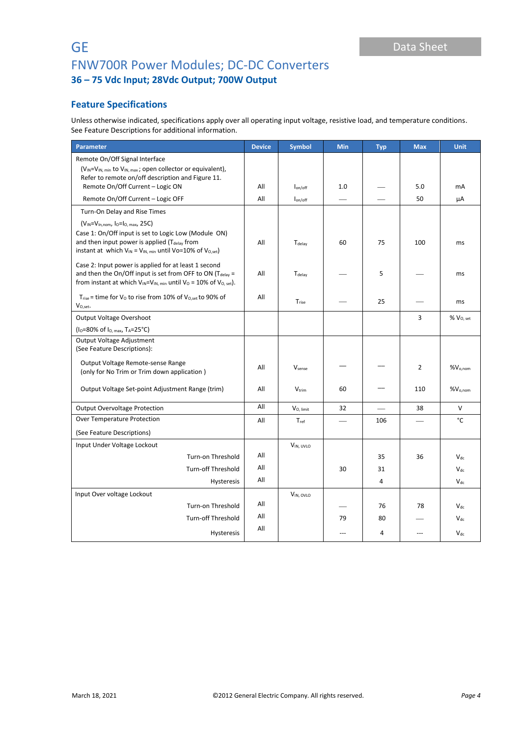## Feature Specifications

Unless otherwise indicated, specifications apply over all operating input voltage, resistive load, and temperature conditions. See Feature Descriptions for additional information.

| Parameter | Device | Symbol | Min | Typ | Max | Unit |
|---|---|---|---|---|---|---|
| Remote On/Off Signal Interface ($V_{IN}$=$V_{IN, min}$ to $V_{IN, max}$ ; open collector or equivalent), Refer to remote on/off description and Figure 11. | | | | | | |
| Remote On/Off Current – Logic ON | All | $I_{on/off}$ | 1.0 | — | 5.0 | mA |
| Remote On/Off Current – Logic OFF | All | $I_{on/off}$ | — | — | 50 | μA |
| Turn-On Delay and Rise Times ($V_{IN}$=$V_{IN,nom}$, $I_O$=$I_{O, max}$, 25C) | | | | | | |
| Case 1: On/Off input is set to Logic Low (Module ON) and then input power is applied ($T_{delay}$ from instant at which $V_{IN}$ = $V_{IN, min}$ until Vo=10% of $V_{O,set}$) | All | $T_{delay}$ | 60 | 75 | 100 | ms |
| Case 2: Input power is applied for at least 1 second and then the On/Off input is set from OFF to ON ($T_{delay}$ = from instant at which $V_{IN}$=$V_{IN, min}$ until $V_O$ = 10% of $V_{O, set}$). | All | $T_{delay}$ | — | 5 | — | ms |
| $T_{rise}$ = time for $V_O$ to rise from 10% of $V_{O,set}$ to 90% of $V_{O,set}$. | All | $T_{rise}$ | — | 25 | — | ms |
| Output Voltage Overshoot ($I_O$=80% of $I_{O, max}$, $T_A$=25°C) | | | | | 3 | % $V_{O, set}$ |
| Output Voltage Adjustment (See Feature Descriptions): | | | | | | |
| Output Voltage Remote-sense Range (only for No Trim or Trim down application ) | All | $V_{sense}$ | — | — | 2 | $\%V_{o,nom}$ |
| Output Voltage Set-point Adjustment Range (trim) | All | $V_{trim}$ | 60 | — | 110 | $\%V_{o,nom}$ |
| Output Overvoltage Protection | All | $V_{O, limit}$ | 32 | — | 38 | V |
| Over Temperature Protection (See Feature Descriptions) | All | $T_{ref}$ | — | 106 | — | °C |
| Input Under Voltage Lockout | | $V_{IN, UVLO}$ | | | | |
| Turn-on Threshold | All | | | 35 | 36 | $V_{dc}$ |
| Turn-off Threshold | All | | 30 | 31 | | $V_{dc}$ |
| Hysteresis | All | | | 4 | | $V_{dc}$ |
| Input Over voltage Lockout | | $V_{IN, OVLO}$ | | | | |
| Turn-on Threshold | All | | — | 76 | 78 | $V_{dc}$ |
| Turn-off Threshold | All | | 79 | 80 | — | $V_{dc}$ |
| Hysteresis | All | | --- | 4 | --- | $V_{dc}$ |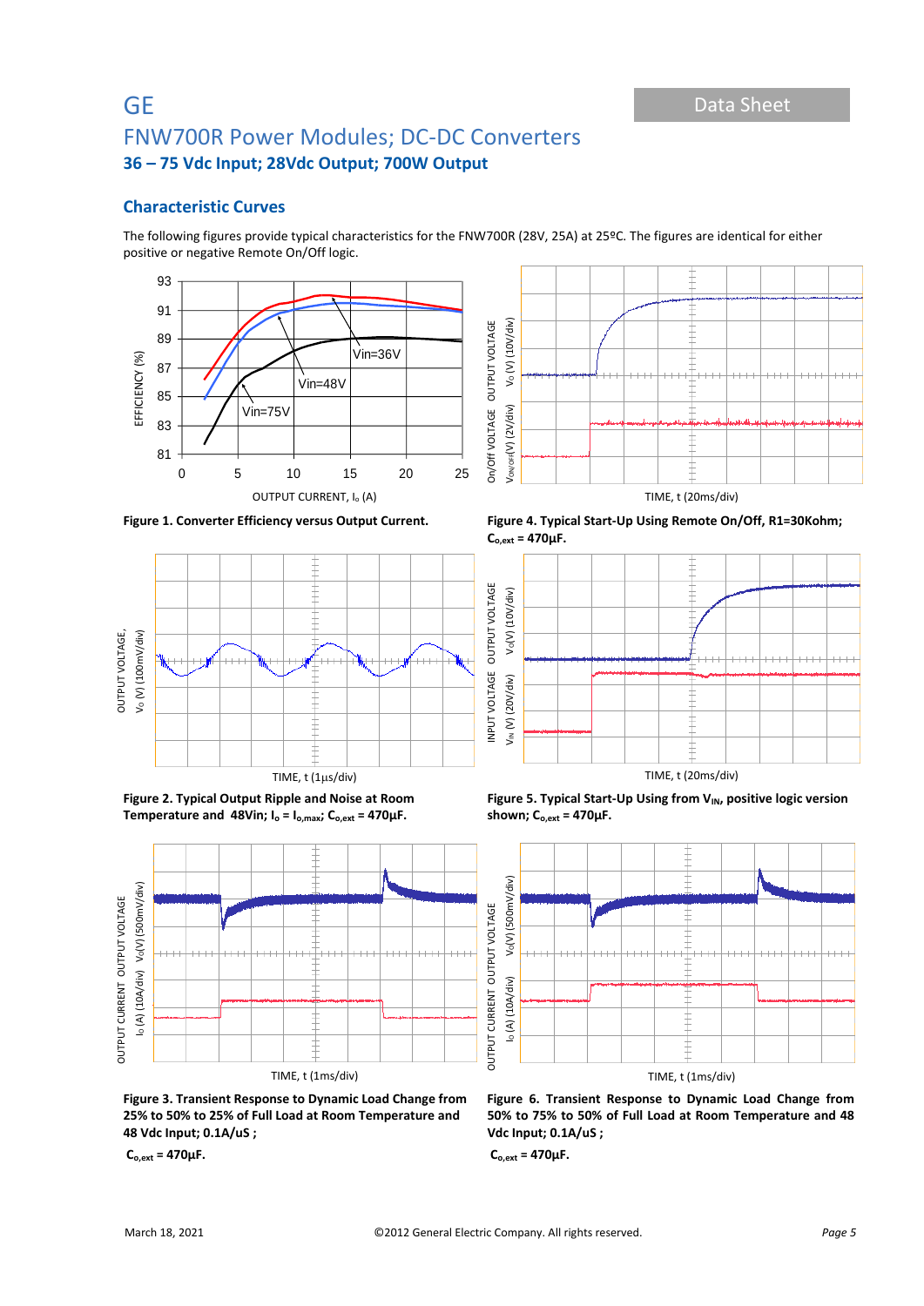## Characteristic Curves

The following figures provide typical characteristics for the FNW700R (28V, 25A) at 25ºC. The figures are identical for either positive or negative Remote On/Off logic.

**Figure 1. Converter Efficiency versus Output Current.**

**Figure 4. Typical Start-Up Using Remote On/Off, R1=30Kohm; $C_{o,ext}$ = 470µF.**

**Figure 2. Typical Output Ripple and Noise at Room Temperature and 48Vin; $I_o = I_{o,max}$; $C_{o,ext}$ = 470µF.**

**Figure 5. Typical Start-Up Using from $V_{IN}$, positive logic version shown; $C_{o,ext}$ = 470µF.**

**Figure 3. Transient Response to Dynamic Load Change from 25% to 50% to 25% of Full Load at Room Temperature and 48 Vdc Input; 0.1A/uS ;**

**$C_{o,ext}$ = 470µF.**

**Figure 6. Transient Response to Dynamic Load Change from 50% to 75% to 50% of Full Load at Room Temperature and 48 Vdc Input; 0.1A/uS ;**

**$C_{o,ext}$ = 470µF.**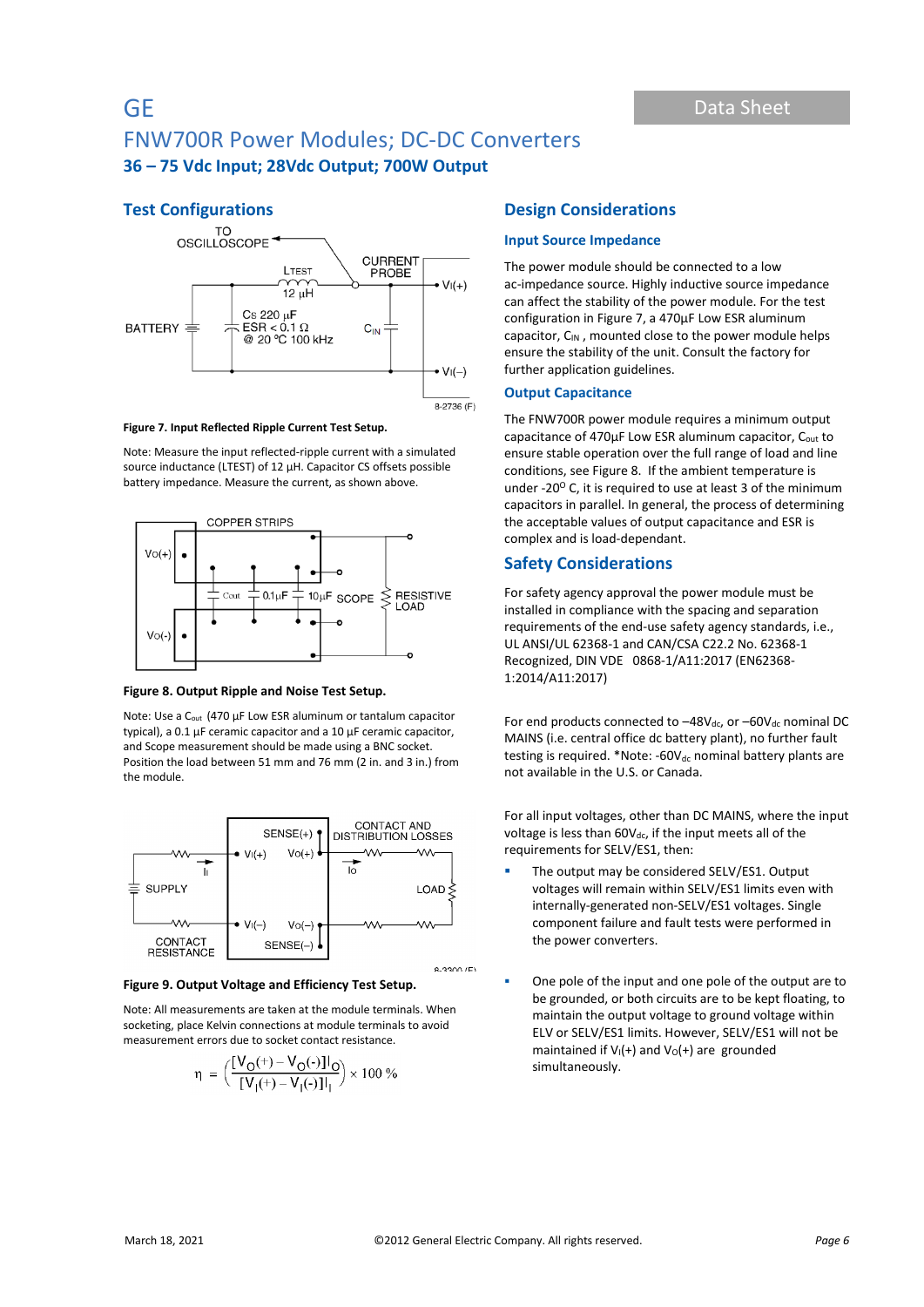## Test Configurations

Figure 7. Input Reflected Ripple Current Test Setup.

Note: Measure the input reflected-ripple current with a simulated source inductance (LTEST) of 12 μH. Capacitor CS offsets possible battery impedance. Measure the current, as shown above.

Figure 8. Output Ripple and Noise Test Setup.

Note: Use a $C_{out}$ (470 μF Low ESR aluminum or tantalum capacitor typical), a 0.1 μF ceramic capacitor and a 10 μF ceramic capacitor, and Scope measurement should be made using a BNC socket. Position the load between 51 mm and 76 mm (2 in. and 3 in.) from the module.

Figure 9. Output Voltage and Efficiency Test Setup.

Note: All measurements are taken at the module terminals. When socketing, place Kelvin connections at module terminals to avoid measurement errors due to socket contact resistance.

$$\eta = \left( \frac{[V_O(+) - V_O(-)]I_O}{[V_I(+) - V_I(-)]I_I} \right) \times 100\ \%$$

## Design Considerations

### Input Source Impedance

The power module should be connected to a low ac-impedance source. Highly inductive source impedance can affect the stability of the power module. For the test configuration in Figure 7, a 470μF Low ESR aluminum capacitor, $C_{IN}$ , mounted close to the power module helps ensure the stability of the unit. Consult the factory for further application guidelines.

### Output Capacitance

The FNW700R power module requires a minimum output capacitance of 470μF Low ESR aluminum capacitor, $C_{out}$ to ensure stable operation over the full range of load and line conditions, see Figure 8. If the ambient temperature is under -20$^{O}$ C, it is required to use at least 3 of the minimum capacitors in parallel. In general, the process of determining the acceptable values of output capacitance and ESR is complex and is load-dependant.

## Safety Considerations

For safety agency approval the power module must be installed in compliance with the spacing and separation requirements of the end-use safety agency standards, i.e., UL ANSI/UL 62368-1 and CAN/CSA C22.2 No. 62368-1 Recognized, DIN VDE 0868-1/A11:2017 (EN62368-1:2014/A11:2017)

For end products connected to –48$V_{dc}$, or –60$V_{dc}$ nominal DC MAINS (i.e. central office dc battery plant), no further fault testing is required. *Note: -60$V_{dc}$ nominal battery plants are not available in the U.S. or Canada.

For all input voltages, other than DC MAINS, where the input voltage is less than 60$V_{dc}$, if the input meets all of the requirements for SELV/ES1, then:

- The output may be considered SELV/ES1. Output voltages will remain within SELV/ES1 limits even with internally-generated non-SELV/ES1 voltages. Single component failure and fault tests were performed in the power converters.
- One pole of the input and one pole of the output are to be grounded, or both circuits are to be kept floating, to maintain the output voltage to ground voltage within ELV or SELV/ES1 limits. However, SELV/ES1 will not be maintained if $V_I(+)$ and $V_O(+)$ are grounded simultaneously.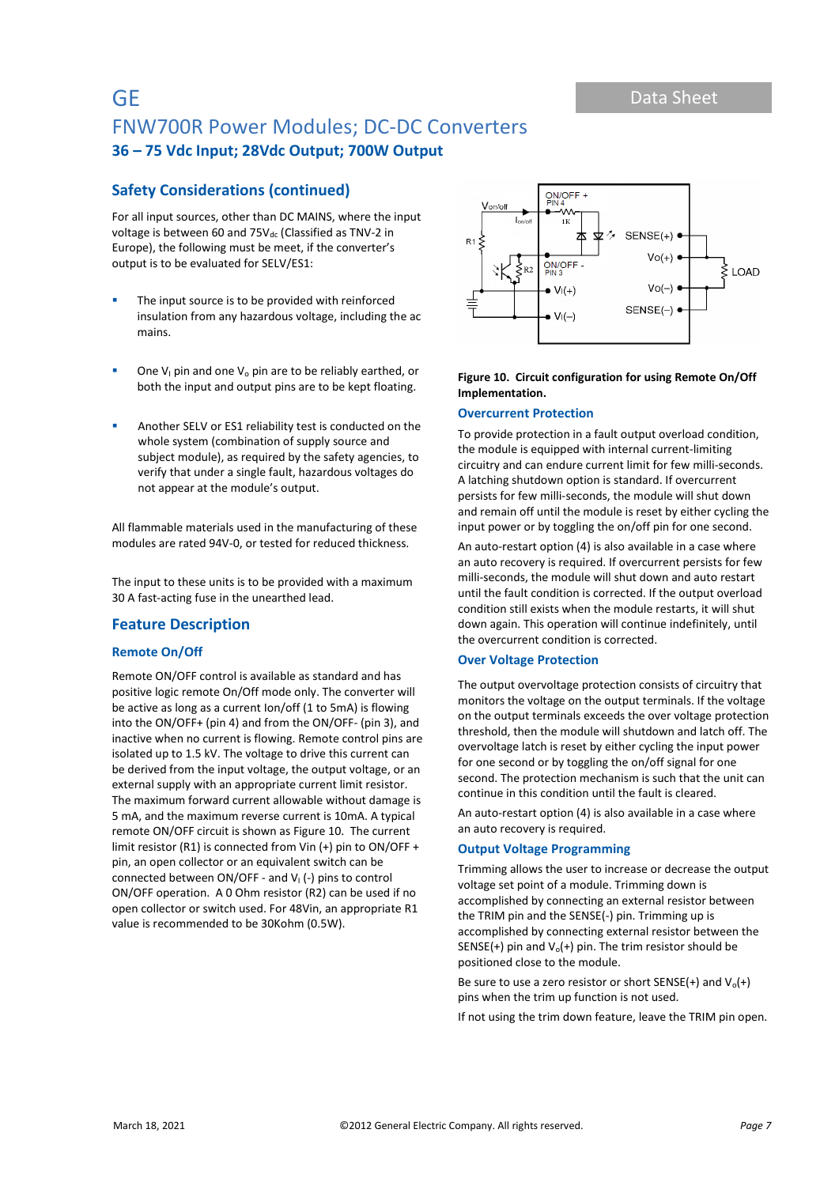## Safety Considerations (continued)

For all input sources, other than DC MAINS, where the input voltage is between 60 and 75$V_{dc}$ (Classified as TNV-2 in Europe), the following must be meet, if the converter's output is to be evaluated for SELV/ES1:

- The input source is to be provided with reinforced insulation from any hazardous voltage, including the ac mains.
- One $V_I$ pin and one $V_o$ pin are to be reliably earthed, or both the input and output pins are to be kept floating.
- Another SELV or ES1 reliability test is conducted on the whole system (combination of supply source and subject module), as required by the safety agencies, to verify that under a single fault, hazardous voltages do not appear at the module's output.

All flammable materials used in the manufacturing of these modules are rated 94V-0, or tested for reduced thickness.

The input to these units is to be provided with a maximum 30 A fast-acting fuse in the unearthed lead.

## Feature Description

### Remote On/Off

Remote ON/OFF control is available as standard and has positive logic remote On/Off mode only. The converter will be active as long as a current Ion/off (1 to 5mA) is flowing into the ON/OFF+ (pin 4) and from the ON/OFF- (pin 3), and inactive when no current is flowing. Remote control pins are isolated up to 1.5 kV. The voltage to drive this current can be derived from the input voltage, the output voltage, or an external supply with an appropriate current limit resistor. The maximum forward current allowable without damage is 5 mA, and the maximum reverse current is 10mA. A typical remote ON/OFF circuit is shown as Figure 10. The current limit resistor (R1) is connected from Vin (+) pin to ON/OFF + pin, an open collector or an equivalent switch can be connected between ON/OFF - and $V_I$ (-) pins to control ON/OFF operation. A 0 Ohm resistor (R2) can be used if no open collector or switch used. For 48Vin, an appropriate R1 value is recommended to be 30Kohm (0.5W).

**Figure 10. Circuit configuration for using Remote On/Off Implementation.**

### Overcurrent Protection

To provide protection in a fault output overload condition, the module is equipped with internal current-limiting circuitry and can endure current limit for few milli-seconds. A latching shutdown option is standard. If overcurrent persists for few milli-seconds, the module will shut down and remain off until the module is reset by either cycling the input power or by toggling the on/off pin for one second.

An auto-restart option (4) is also available in a case where an auto recovery is required. If overcurrent persists for few milli-seconds, the module will shut down and auto restart until the fault condition is corrected. If the output overload condition still exists when the module restarts, it will shut down again. This operation will continue indefinitely, until the overcurrent condition is corrected.

### Over Voltage Protection

The output overvoltage protection consists of circuitry that monitors the voltage on the output terminals. If the voltage on the output terminals exceeds the over voltage protection threshold, then the module will shutdown and latch off. The overvoltage latch is reset by either cycling the input power for one second or by toggling the on/off signal for one second. The protection mechanism is such that the unit can continue in this condition until the fault is cleared.

An auto-restart option (4) is also available in a case where an auto recovery is required.

### Output Voltage Programming

Trimming allows the user to increase or decrease the output voltage set point of a module. Trimming down is accomplished by connecting an external resistor between the TRIM pin and the SENSE(-) pin. Trimming up is accomplished by connecting external resistor between the SENSE(+) pin and $V_o$(+) pin. The trim resistor should be positioned close to the module.

Be sure to use a zero resistor or short SENSE(+) and $V_o$(+) pins when the trim up function is not used.

If not using the trim down feature, leave the TRIM pin open.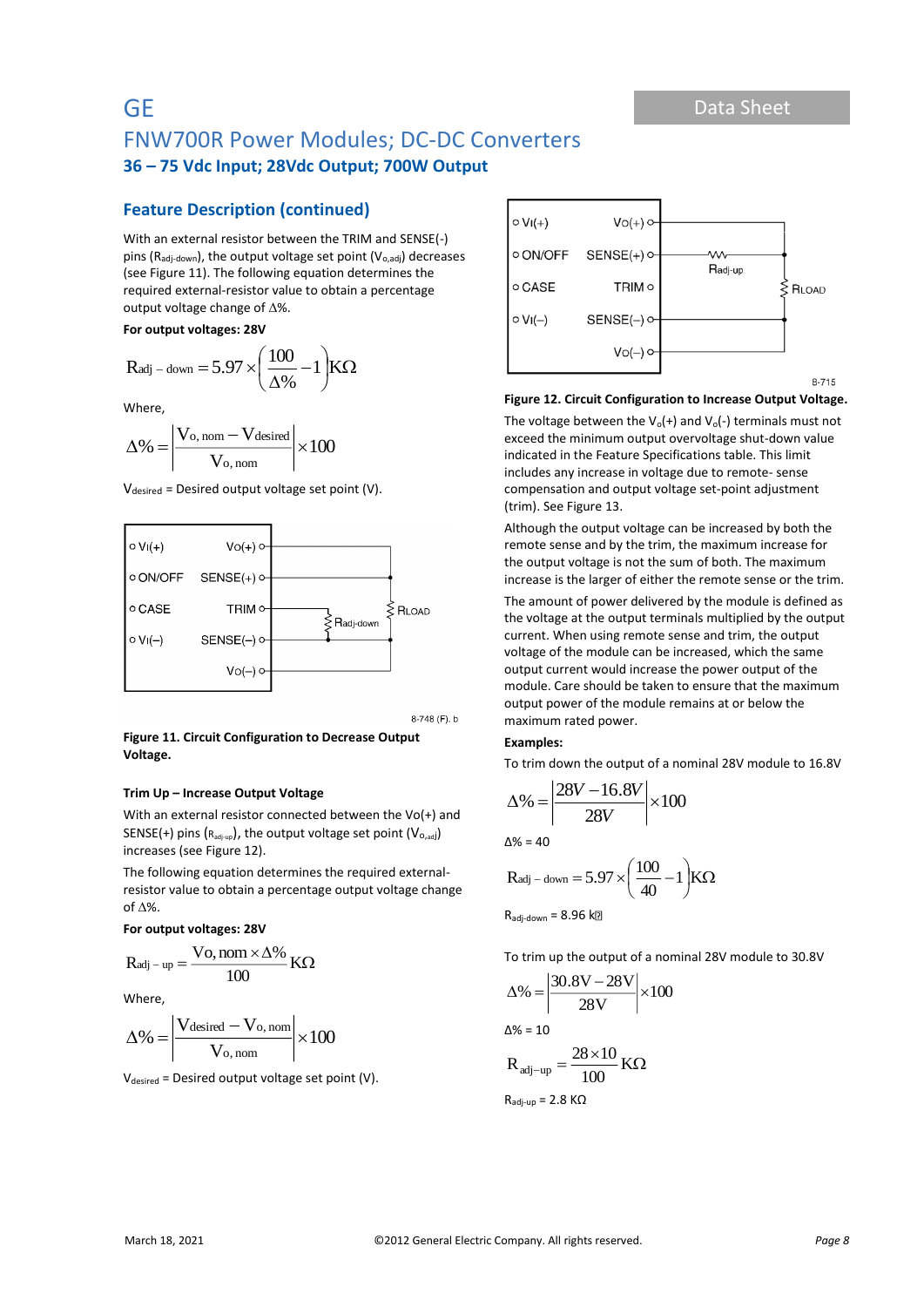## Feature Description (continued)

With an external resistor between the TRIM and SENSE(-) pins ($R_{adj-down}$), the output voltage set point ($V_{o,adj}$) decreases (see Figure 11). The following equation determines the required external-resistor value to obtain a percentage output voltage change of Δ%.

**For output voltages: 28V**

$$R_{adj-down} = 5.97 \times \left( \frac{100}{\Delta\%} - 1 \right) K\Omega$$

Where,

$$\Delta\% = \left| \frac{V_{o,nom} - V_{desired}}{V_{o,nom}} \right| \times 100$$

$V_{desired}$ = Desired output voltage set point (V).

**Figure 11. Circuit Configuration to Decrease Output Voltage.**

**Trim Up – Increase Output Voltage**

With an external resistor connected between the Vo(+) and SENSE(+) pins ($R_{adj-up}$), the output voltage set point ($V_{o,adj}$) increases (see Figure 12).

The following equation determines the required external-resistor value to obtain a percentage output voltage change of Δ%.

**For output voltages: 28V**

$$R_{adj-up} = \frac{V_{o,nom} \times \Delta\%}{100} K\Omega$$

Where,

$$\Delta\% = \left| \frac{V_{desired} - V_{o,nom}}{V_{o,nom}} \right| \times 100$$

$V_{desired}$ = Desired output voltage set point (V).

**Figure 12. Circuit Configuration to Increase Output Voltage.**

The voltage between the $V_o(+)$ and $V_o(-)$ terminals must not exceed the minimum output overvoltage shut-down value indicated in the Feature Specifications table. This limit includes any increase in voltage due to remote- sense compensation and output voltage set-point adjustment (trim). See Figure 13.

Although the output voltage can be increased by both the remote sense and by the trim, the maximum increase for the output voltage is not the sum of both. The maximum increase is the larger of either the remote sense or the trim.

The amount of power delivered by the module is defined as the voltage at the output terminals multiplied by the output current. When using remote sense and trim, the output voltage of the module can be increased, which the same output current would increase the power output of the module. Care should be taken to ensure that the maximum output power of the module remains at or below the maximum rated power.

**Examples:**

To trim down the output of a nominal 28V module to 16.8V

$$\Delta\% = \left| \frac{28V - 16.8V}{28V} \right| \times 100$$

Δ% = 40

$$R_{adj-down} = 5.97 \times \left( \frac{100}{40} - 1 \right) K\Omega$$

$R_{adj-down}$ = 8.96 kΩ

To trim up the output of a nominal 28V module to 30.8V

$$\Delta\% = \left| \frac{30.8V - 28V}{28V} \right| \times 100$$

Δ% = 10

$$R_{adj-up} = \frac{28 \times 10}{100} K\Omega$$

$R_{adj-up}$ = 2.8 KΩ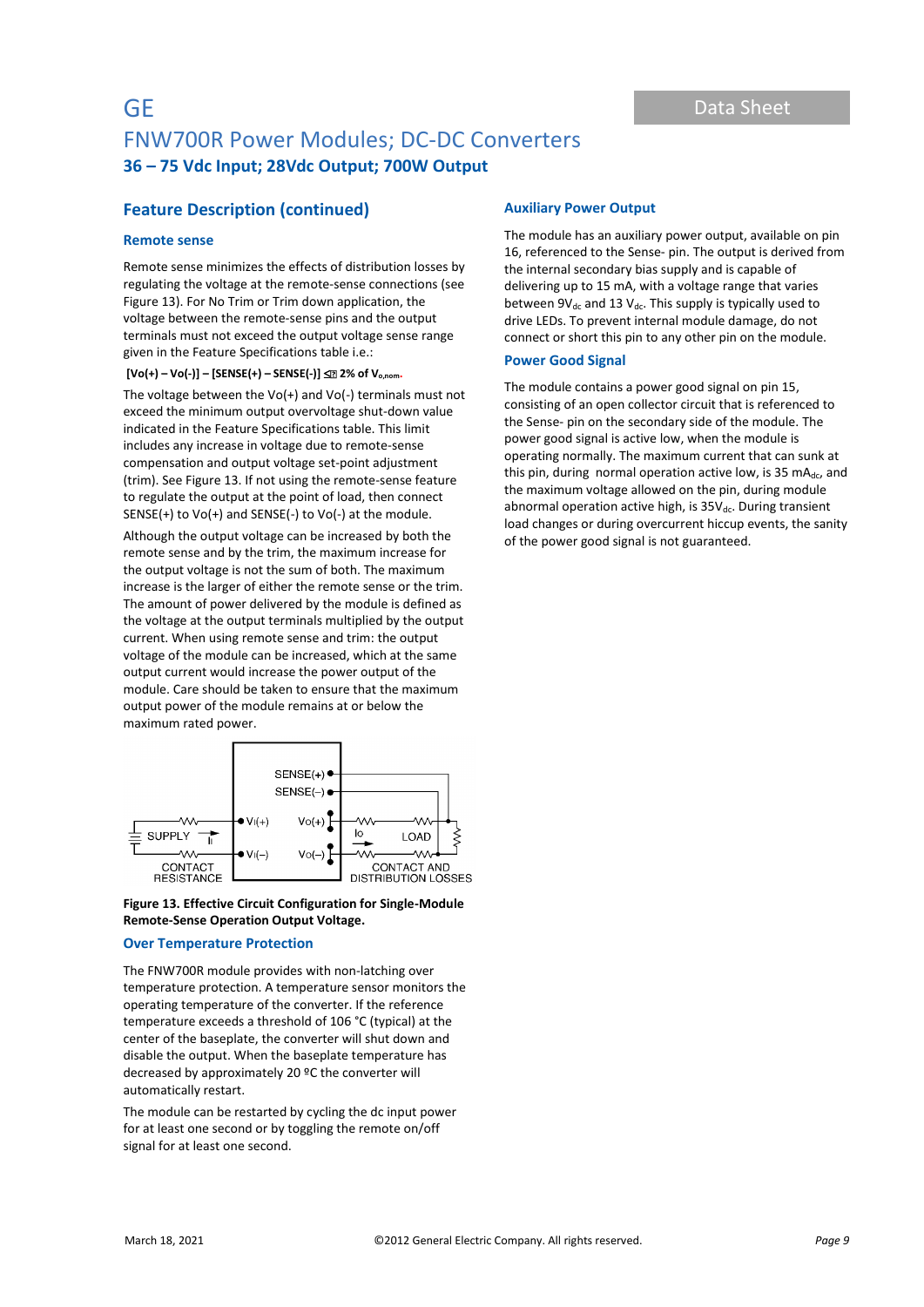## Feature Description (continued)

### Remote sense

Remote sense minimizes the effects of distribution losses by regulating the voltage at the remote-sense connections (see Figure 13). For No Trim or Trim down application, the voltage between the remote-sense pins and the output terminals must not exceed the output voltage sense range given in the Feature Specifications table i.e.:

**[Vo(+) – Vo(-)] – [SENSE(+) – SENSE(-)] ≤ 2% of $V_{o,nom}$.**

The voltage between the Vo(+) and Vo(-) terminals must not exceed the minimum output overvoltage shut-down value indicated in the Feature Specifications table. This limit includes any increase in voltage due to remote-sense compensation and output voltage set-point adjustment (trim). See Figure 13. If not using the remote-sense feature to regulate the output at the point of load, then connect SENSE(+) to Vo(+) and SENSE(-) to Vo(-) at the module.

Although the output voltage can be increased by both the remote sense and by the trim, the maximum increase for the output voltage is not the sum of both. The maximum increase is the larger of either the remote sense or the trim. The amount of power delivered by the module is defined as the voltage at the output terminals multiplied by the output current. When using remote sense and trim: the output voltage of the module can be increased, which at the same output current would increase the power output of the module. Care should be taken to ensure that the maximum output power of the module remains at or below the maximum rated power.

**Figure 13. Effective Circuit Configuration for Single-Module Remote-Sense Operation Output Voltage.**

### Over Temperature Protection

The FNW700R module provides with non-latching over temperature protection. A temperature sensor monitors the operating temperature of the converter. If the reference temperature exceeds a threshold of 106 °C (typical) at the center of the baseplate, the converter will shut down and disable the output. When the baseplate temperature has decreased by approximately 20 ºC the converter will automatically restart.

The module can be restarted by cycling the dc input power for at least one second or by toggling the remote on/off signal for at least one second.

### Auxiliary Power Output

The module has an auxiliary power output, available on pin 16, referenced to the Sense- pin. The output is derived from the internal secondary bias supply and is capable of delivering up to 15 mA, with a voltage range that varies between 9$V_{dc}$ and 13 $V_{dc}$. This supply is typically used to drive LEDs. To prevent internal module damage, do not connect or short this pin to any other pin on the module.

### Power Good Signal

The module contains a power good signal on pin 15, consisting of an open collector circuit that is referenced to the Sense- pin on the secondary side of the module. The power good signal is active low, when the module is operating normally. The maximum current that can sunk at this pin, during normal operation active low, is 35 $mA_{dc}$, and the maximum voltage allowed on the pin, during module abnormal operation active high, is 35$V_{dc}$. During transient load changes or during overcurrent hiccup events, the sanity of the power good signal is not guaranteed.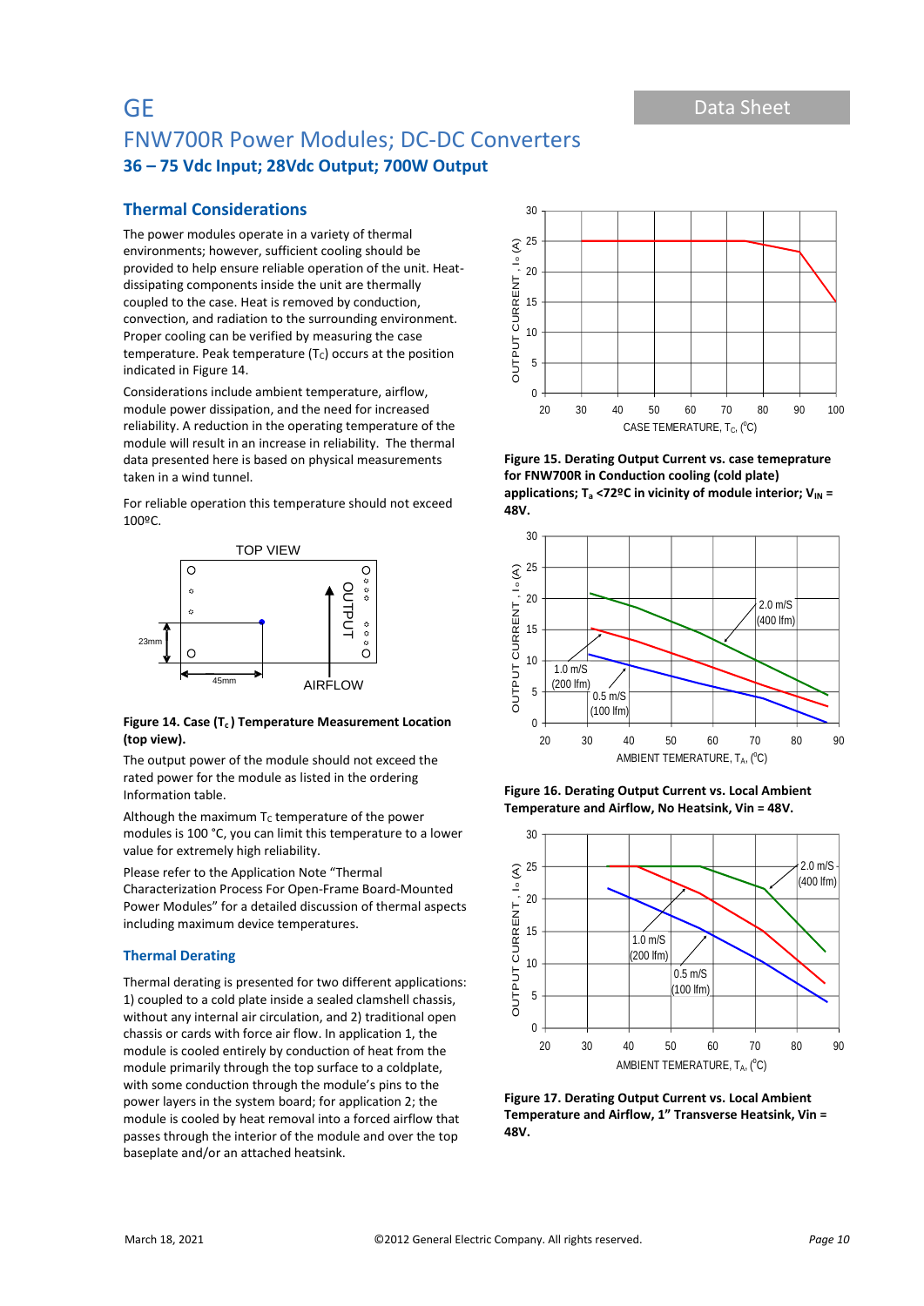## Thermal Considerations

The power modules operate in a variety of thermal environments; however, sufficient cooling should be provided to help ensure reliable operation of the unit. Heat-dissipating components inside the unit are thermally coupled to the case. Heat is removed by conduction, convection, and radiation to the surrounding environment. Proper cooling can be verified by measuring the case temperature. Peak temperature ($T_C$) occurs at the position indicated in Figure 14.

Considerations include ambient temperature, airflow, module power dissipation, and the need for increased reliability. A reduction in the operating temperature of the module will result in an increase in reliability. The thermal data presented here is based on physical measurements taken in a wind tunnel.

For reliable operation this temperature should not exceed 100ºC.

**Figure 14. Case ($T_c$) Temperature Measurement Location (top view).**

The output power of the module should not exceed the rated power for the module as listed in the ordering Information table.

Although the maximum $T_C$ temperature of the power modules is 100 °C, you can limit this temperature to a lower value for extremely high reliability.

Please refer to the Application Note "Thermal Characterization Process For Open-Frame Board-Mounted Power Modules" for a detailed discussion of thermal aspects including maximum device temperatures.

### Thermal Derating

Thermal derating is presented for two different applications: 1) coupled to a cold plate inside a sealed clamshell chassis, without any internal air circulation, and 2) traditional open chassis or cards with force air flow. In application 1, the module is cooled entirely by conduction of heat from the module primarily through the top surface to a coldplate, with some conduction through the module's pins to the power layers in the system board; for application 2; the module is cooled by heat removal into a forced airflow that passes through the interior of the module and over the top baseplate and/or an attached heatsink.

**Figure 15. Derating Output Current vs. case temeprature for FNW700R in Conduction cooling (cold plate) applications; $T_a$ <72ºC in vicinity of module interior; $V_{IN}$ = 48V.**

**Figure 16. Derating Output Current vs. Local Ambient Temperature and Airflow, No Heatsink, Vin = 48V.**

**Figure 17. Derating Output Current vs. Local Ambient Temperature and Airflow, 1" Transverse Heatsink, Vin = 48V.**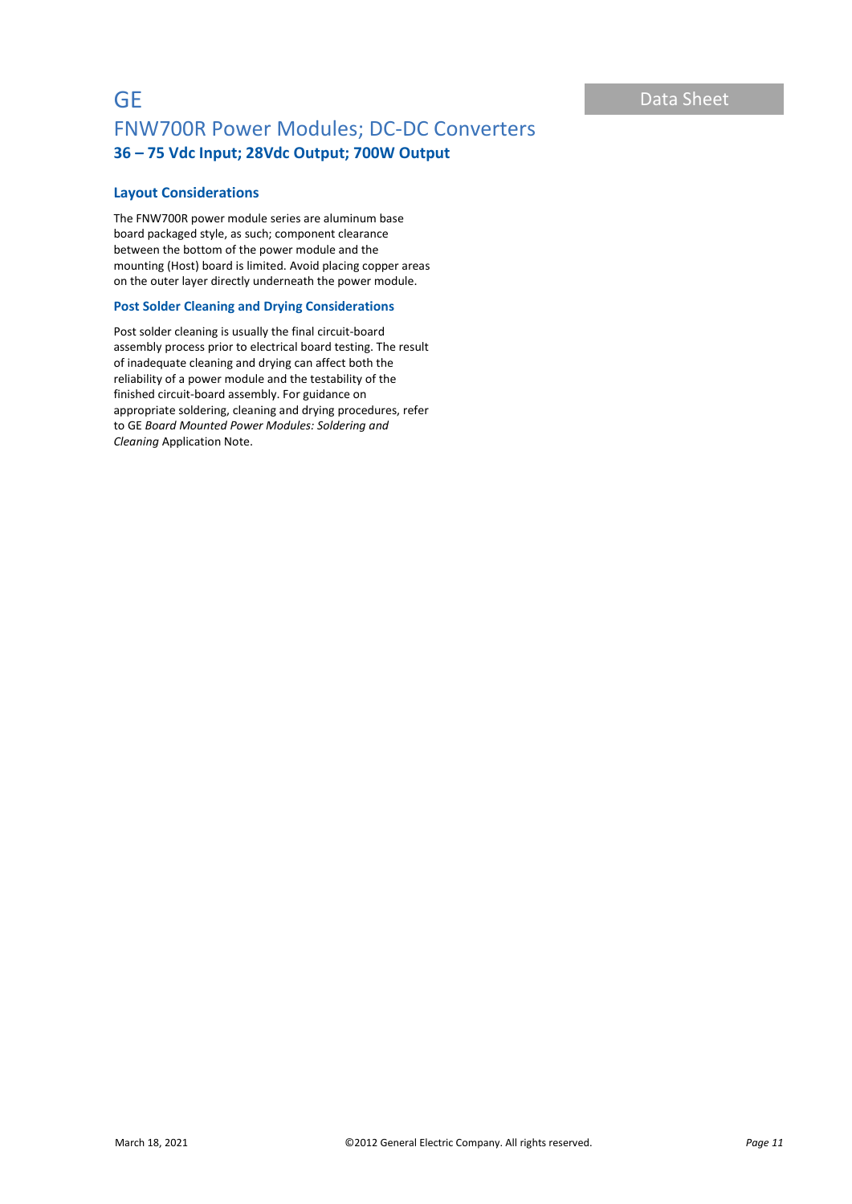### Layout Considerations

The FNW700R power module series are aluminum base board packaged style, as such; component clearance between the bottom of the power module and the mounting (Host) board is limited. Avoid placing copper areas on the outer layer directly underneath the power module.

### Post Solder Cleaning and Drying Considerations

Post solder cleaning is usually the final circuit-board assembly process prior to electrical board testing. The result of inadequate cleaning and drying can affect both the reliability of a power module and the testability of the finished circuit-board assembly. For guidance on appropriate soldering, cleaning and drying procedures, refer to GE *Board Mounted Power Modules: Soldering and Cleaning* Application Note.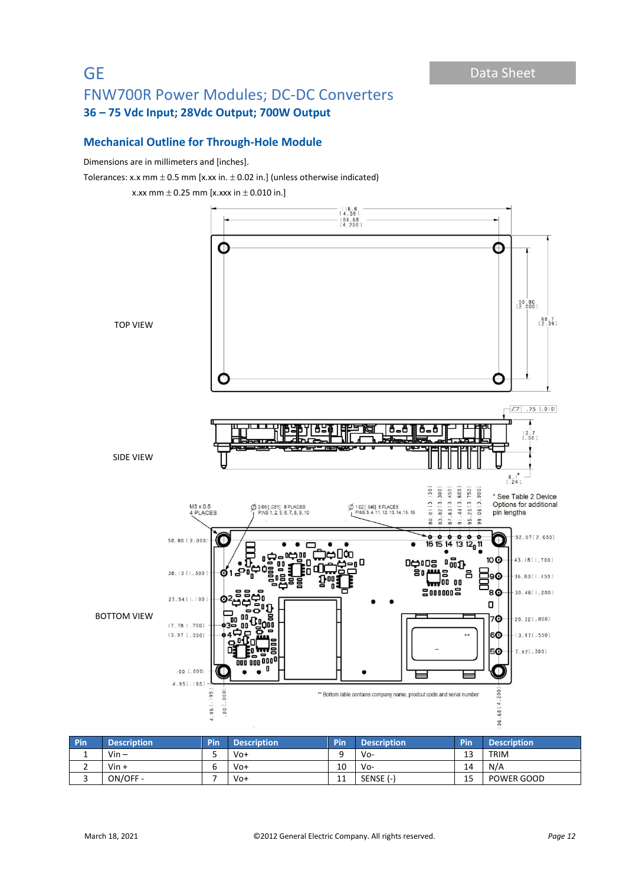GE

# FNW700R Power Modules; DC-DC Converters

## 36 – 75 Vdc Input; 28Vdc Output; 700W Output

Data Sheet

### Mechanical Outline for Through-Hole Module

Dimensions are in millimeters and [inches].

Tolerances: x.x mm ± 0.5 mm [x.xx in. ± 0.02 in.] (unless otherwise indicated)

x.xx mm ± 0.25 mm [x.xxx in ± 0.010 in.]

TOP VIEW

SIDE VIEW

BOTTOM VIEW

| Pin | Description | Pin | Description | Pin | Description | Pin | Description |
|---|---|---|---|---|---|---|---|
| 1 | Vin – | 5 | Vo+ | 9 | Vo- | 13 | TRIM |
| 2 | Vin + | 6 | Vo+ | 10 | Vo- | 14 | N/A |
| 3 | ON/OFF - | 7 | Vo+ | 11 | SENSE (-) | 15 | POWER GOOD |

March 18, 2021 ©2012 General Electric Company. All rights reserved.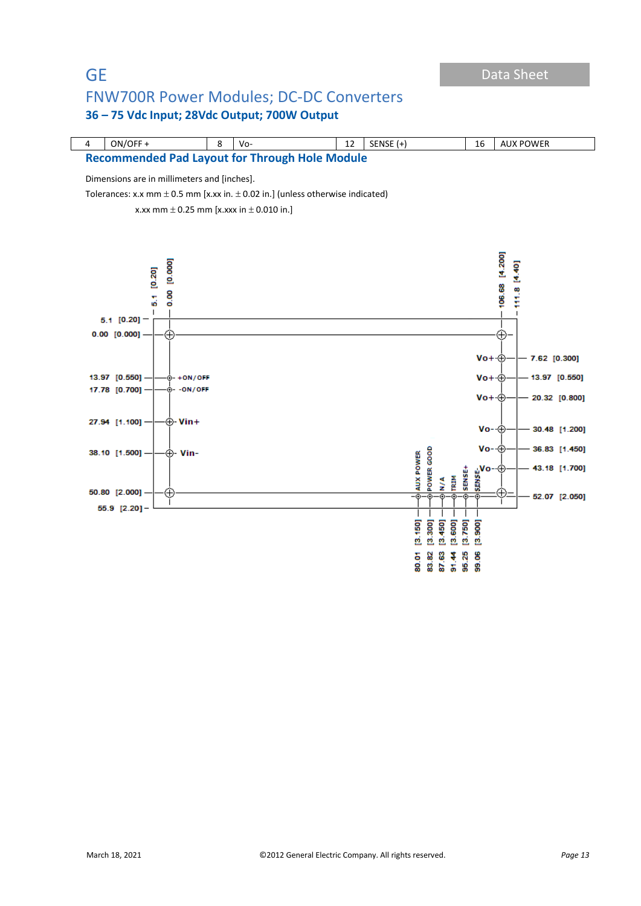| 4 | ON/OFF + | 8 | Vo- | 12 | SENSE (+) | 16 | AUX POWER |
|---|---|---|---|---|---|---|---|

## Recommended Pad Layout for Through Hole Module

Dimensions are in millimeters and [inches].

Tolerances: x.x mm ± 0.5 mm [x.xx in. ± 0.02 in.] (unless otherwise indicated)

x.xx mm ± 0.25 mm [x.xxx in ± 0.010 in.]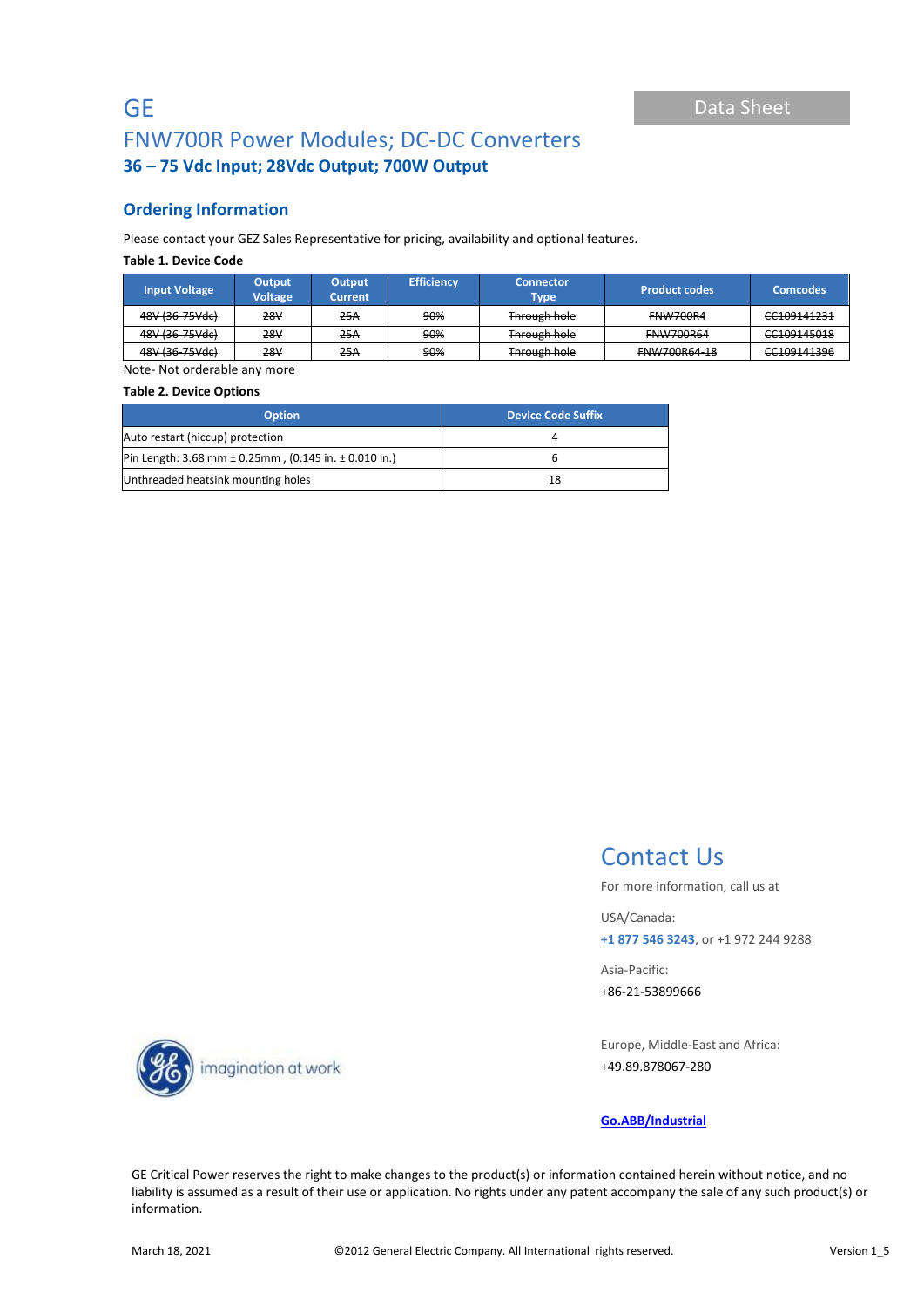# GE

## FNW700R Power Modules; DC-DC Converters

### 36 – 75 Vdc Input; 28Vdc Output; 700W Output

Data Sheet

## Ordering Information

Please contact your GEZ Sales Representative for pricing, availability and optional features.

**Table 1. Device Code**

| Input Voltage | Output Voltage | Output Current | Efficiency | Connector Type | Product codes | Comcodes |
|---|---|---|---|---|---|---|
| ~~48V (36-75Vdc)~~ | ~~28V~~ | ~~25A~~ | ~~90%~~ | ~~Through hole~~ | ~~FNW700R4~~ | ~~CC109141231~~ |
| ~~48V (36-75Vdc)~~ | ~~28V~~ | ~~25A~~ | ~~90%~~ | ~~Through hole~~ | ~~FNW700R64~~ | ~~CC109145018~~ |
| ~~48V (36-75Vdc)~~ | ~~28V~~ | ~~25A~~ | ~~90%~~ | ~~Through hole~~ | ~~FNW700R64-18~~ | ~~CC109141396~~ |

Note- Not orderable any more

**Table 2. Device Options**

| Option | Device Code Suffix |
|---|---|
| Auto restart (hiccup) protection | 4 |
| Pin Length: 3.68 mm ± 0.25mm , (0.145 in. ± 0.010 in.) | 6 |
| Unthreaded heatsink mounting holes | 18 |

## Contact Us

For more information, call us at

USA/Canada:
**+1 877 546 3243**, or +1 972 244 9288

Asia-Pacific:
+86-21-53899666

Europe, Middle-East and Africa:
+49.89.878067-280

**Go.ABB/Industrial**

imagination at work

GE Critical Power reserves the right to make changes to the product(s) or information contained herein without notice, and no liability is assumed as a result of their use or application. No rights under any patent accompany the sale of any such product(s) or information.

March 18, 2021 ©2012 General Electric Company. All International rights reserved. Version 1_5